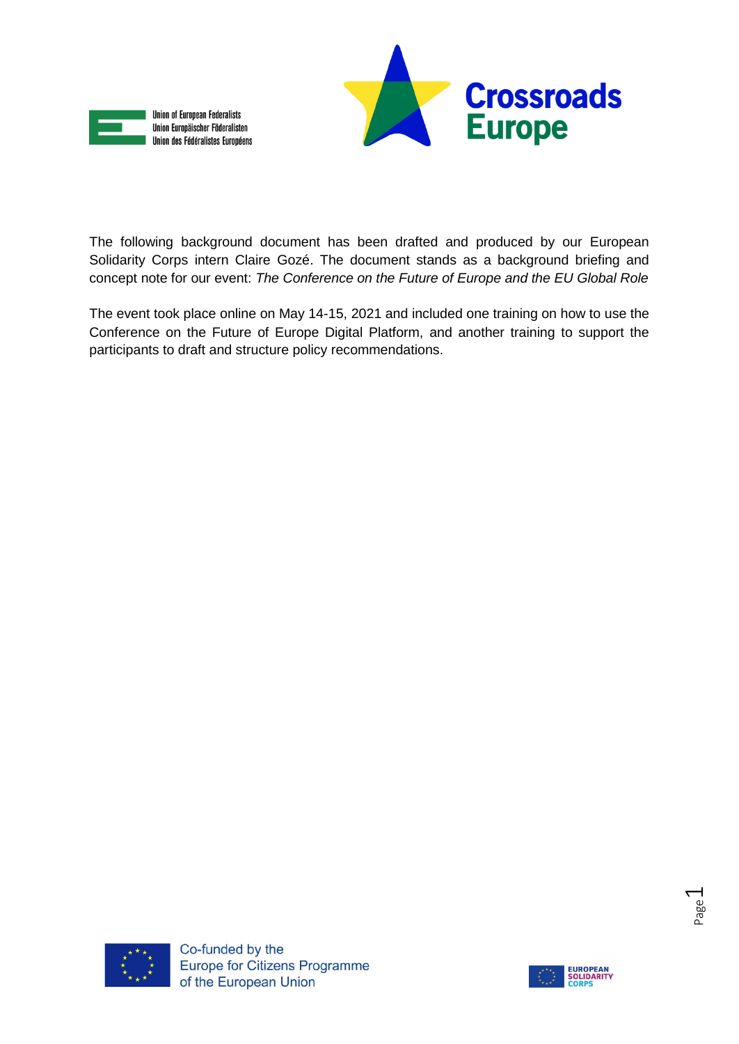Union of European Federalists
Union Europäischer Föderalisten
Union des Fédéralistes Européens

Crossroads Europe

The following background document has been drafted and produced by our European Solidarity Corps intern Claire Gozé. The document stands as a background briefing and concept note for our event: *The Conference on the Future of Europe and the EU Global Role*

The event took place online on May 14-15, 2021 and included one training on how to use the Conference on the Future of Europe Digital Platform, and another training to support the participants to draft and structure policy recommendations.

Co-funded by the
Europe for Citizens Programme
of the European Union

EUROPEAN SOLIDARITY CORPS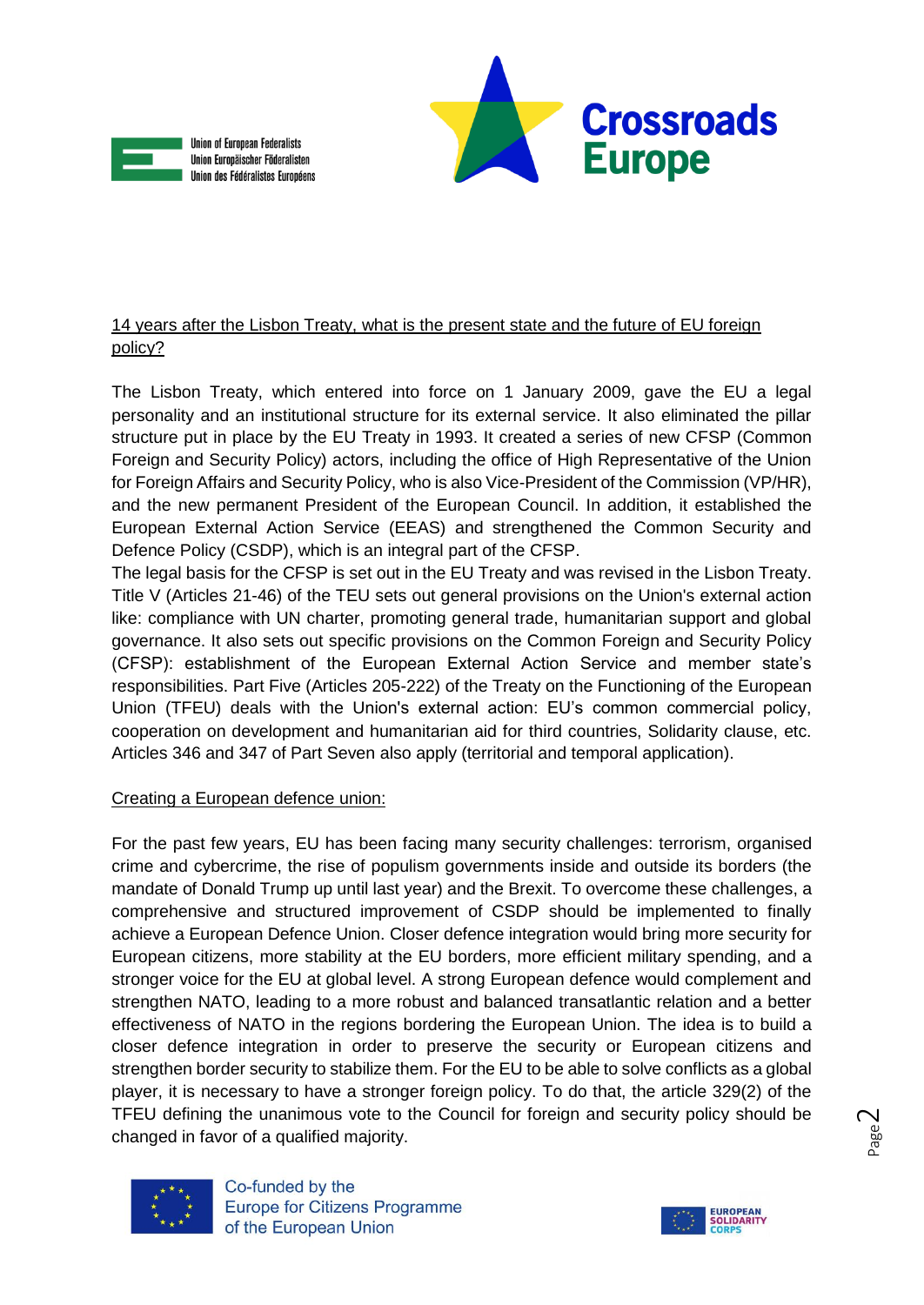14 years after the Lisbon Treaty, what is the present state and the future of EU foreign policy?

The Lisbon Treaty, which entered into force on 1 January 2009, gave the EU a legal personality and an institutional structure for its external service. It also eliminated the pillar structure put in place by the EU Treaty in 1993. It created a series of new CFSP (Common Foreign and Security Policy) actors, including the office of High Representative of the Union for Foreign Affairs and Security Policy, who is also Vice-President of the Commission (VP/HR), and the new permanent President of the European Council. In addition, it established the European External Action Service (EEAS) and strengthened the Common Security and Defence Policy (CSDP), which is an integral part of the CFSP.
The legal basis for the CFSP is set out in the EU Treaty and was revised in the Lisbon Treaty. Title V (Articles 21-46) of the TEU sets out general provisions on the Union's external action like: compliance with UN charter, promoting general trade, humanitarian support and global governance. It also sets out specific provisions on the Common Foreign and Security Policy (CFSP): establishment of the European External Action Service and member state's responsibilities. Part Five (Articles 205-222) of the Treaty on the Functioning of the European Union (TFEU) deals with the Union's external action: EU's common commercial policy, cooperation on development and humanitarian aid for third countries, Solidarity clause, etc. Articles 346 and 347 of Part Seven also apply (territorial and temporal application).

Creating a European defence union:

For the past few years, EU has been facing many security challenges: terrorism, organised crime and cybercrime, the rise of populism governments inside and outside its borders (the mandate of Donald Trump up until last year) and the Brexit. To overcome these challenges, a comprehensive and structured improvement of CSDP should be implemented to finally achieve a European Defence Union. Closer defence integration would bring more security for European citizens, more stability at the EU borders, more efficient military spending, and a stronger voice for the EU at global level. A strong European defence would complement and strengthen NATO, leading to a more robust and balanced transatlantic relation and a better effectiveness of NATO in the regions bordering the European Union. The idea is to build a closer defence integration in order to preserve the security or European citizens and strengthen border security to stabilize them. For the EU to be able to solve conflicts as a global player, it is necessary to have a stronger foreign policy. To do that, the article 329(2) of the TFEU defining the unanimous vote to the Council for foreign and security policy should be changed in favor of a qualified majority.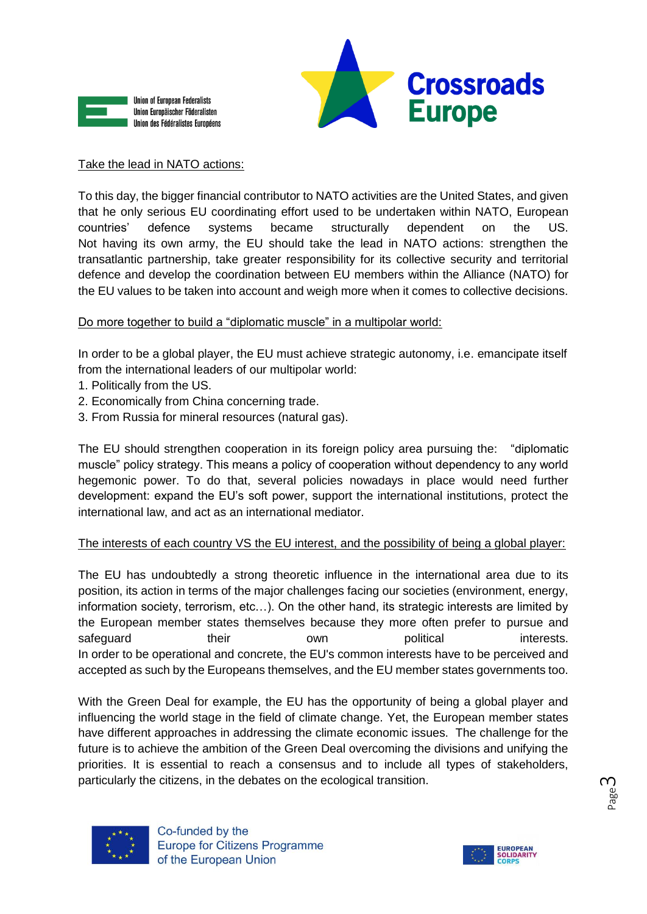Take the lead in NATO actions:

To this day, the bigger financial contributor to NATO activities are the United States, and given that he only serious EU coordinating effort used to be undertaken within NATO, European countries' defence systems became structurally dependent on the US. Not having its own army, the EU should take the lead in NATO actions: strengthen the transatlantic partnership, take greater responsibility for its collective security and territorial defence and develop the coordination between EU members within the Alliance (NATO) for the EU values to be taken into account and weigh more when it comes to collective decisions.

Do more together to build a "diplomatic muscle" in a multipolar world:

In order to be a global player, the EU must achieve strategic autonomy, i.e. emancipate itself from the international leaders of our multipolar world:

1. Politically from the US.
2. Economically from China concerning trade.
3. From Russia for mineral resources (natural gas).

The EU should strengthen cooperation in its foreign policy area pursuing the: "diplomatic muscle" policy strategy. This means a policy of cooperation without dependency to any world hegemonic power. To do that, several policies nowadays in place would need further development: expand the EU's soft power, support the international institutions, protect the international law, and act as an international mediator.

The interests of each country VS the EU interest, and the possibility of being a global player:

The EU has undoubtedly a strong theoretic influence in the international area due to its position, its action in terms of the major challenges facing our societies (environment, energy, information society, terrorism, etc…). On the other hand, its strategic interests are limited by the European member states themselves because they more often prefer to pursue and safeguard their own political interests.
In order to be operational and concrete, the EU's common interests have to be perceived and accepted as such by the Europeans themselves, and the EU member states governments too.

With the Green Deal for example, the EU has the opportunity of being a global player and influencing the world stage in the field of climate change. Yet, the European member states have different approaches in addressing the climate economic issues. The challenge for the future is to achieve the ambition of the Green Deal overcoming the divisions and unifying the priorities. It is essential to reach a consensus and to include all types of stakeholders, particularly the citizens, in the debates on the ecological transition.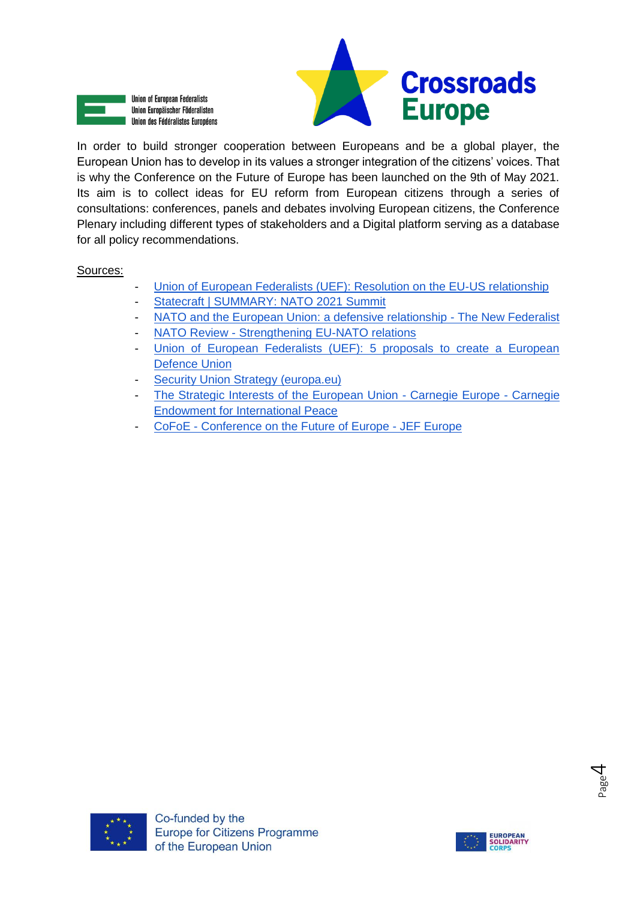In order to build stronger cooperation between Europeans and be a global player, the European Union has to develop in its values a stronger integration of the citizens' voices. That is why the Conference on the Future of Europe has been launched on the 9th of May 2021. Its aim is to collect ideas for EU reform from European citizens through a series of consultations: conferences, panels and debates involving European citizens, the Conference Plenary including different types of stakeholders and a Digital platform serving as a database for all policy recommendations.

Sources:

- Union of European Federalists (UEF): Resolution on the EU-US relationship
- Statecraft | SUMMARY: NATO 2021 Summit
- NATO and the European Union: a defensive relationship - The New Federalist
- NATO Review - Strengthening EU-NATO relations
- Union of European Federalists (UEF): 5 proposals to create a European Defence Union
- Security Union Strategy (europa.eu)
- The Strategic Interests of the European Union - Carnegie Europe - Carnegie Endowment for International Peace
- CoFoE - Conference on the Future of Europe - JEF Europe